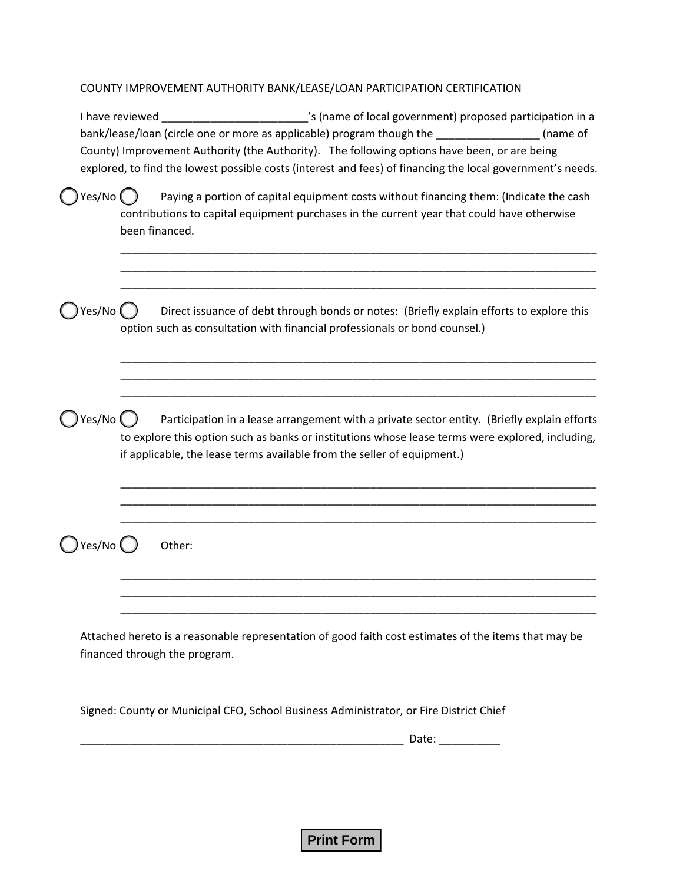COUNTY IMPROVEMENT AUTHORITY BANK/LEASE/LOAN PARTICIPATION CERTIFICATION

I have reviewed ________________________'s (name of local government) proposed participation in a bank/lease/loan (circle one or more as applicable) program though the _________________ (name of County) Improvement Authority (the Authority). The following options have been, or are being explored, to find the lowest possible costs (interest and fees) of financing the local government's needs.

◯ Yes/No ◯ Paying a portion of capital equipment costs without financing them: (Indicate the cash contributions to capital equipment purchases in the current year that could have otherwise been financed.

_________________________________________________________________________________
_________________________________________________________________________________
_________________________________________________________________________________

◯ Yes/No ◯ Direct issuance of debt through bonds or notes: (Briefly explain efforts to explore this option such as consultation with financial professionals or bond counsel.)

_________________________________________________________________________________
_________________________________________________________________________________
_________________________________________________________________________________

◯ Yes/No ◯ Participation in a lease arrangement with a private sector entity. (Briefly explain efforts to explore this option such as banks or institutions whose lease terms were explored, including, if applicable, the lease terms available from the seller of equipment.)

_________________________________________________________________________________
_________________________________________________________________________________
_________________________________________________________________________________

◯ Yes/No ◯ Other:

_________________________________________________________________________________
_________________________________________________________________________________
_________________________________________________________________________________

Attached hereto is a reasonable representation of good faith cost estimates of the items that may be financed through the program.

Signed: County or Municipal CFO, School Business Administrator, or Fire District Chief

________________________________________________________ Date: __________

**Print Form**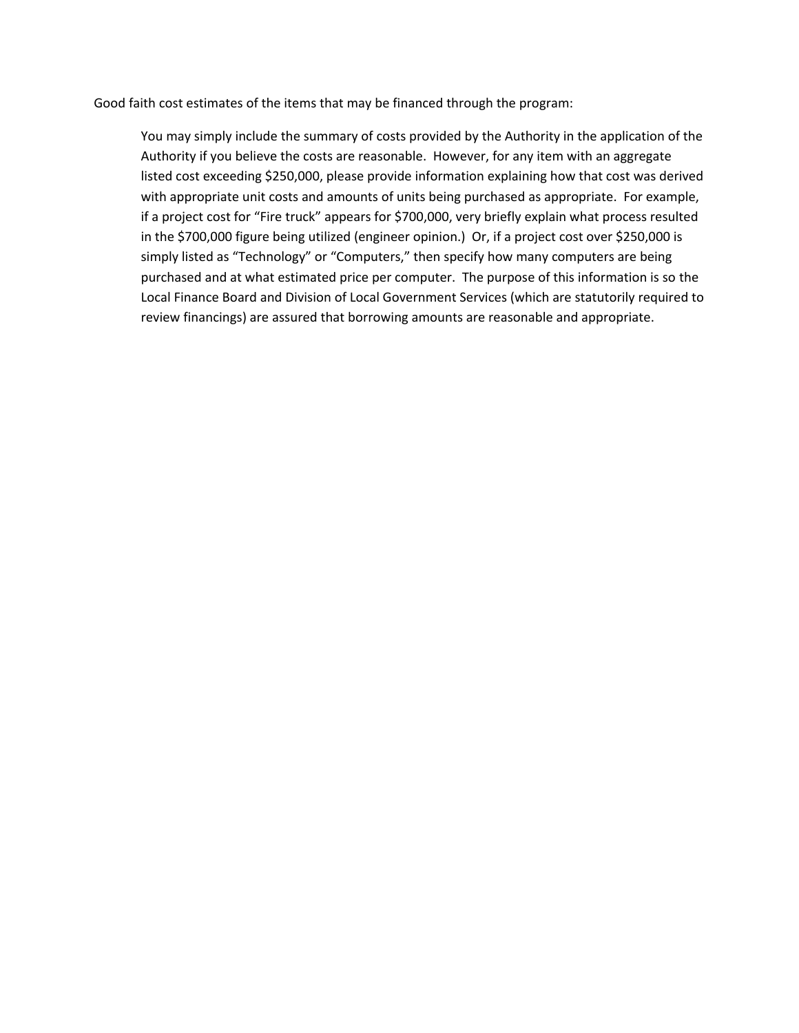Good faith cost estimates of the items that may be financed through the program:

> You may simply include the summary of costs provided by the Authority in the application of the Authority if you believe the costs are reasonable. However, for any item with an aggregate listed cost exceeding $250,000, please provide information explaining how that cost was derived with appropriate unit costs and amounts of units being purchased as appropriate. For example, if a project cost for "Fire truck" appears for $700,000, very briefly explain what process resulted in the $700,000 figure being utilized (engineer opinion.) Or, if a project cost over $250,000 is simply listed as "Technology" or "Computers," then specify how many computers are being purchased and at what estimated price per computer. The purpose of this information is so the Local Finance Board and Division of Local Government Services (which are statutorily required to review financings) are assured that borrowing amounts are reasonable and appropriate.